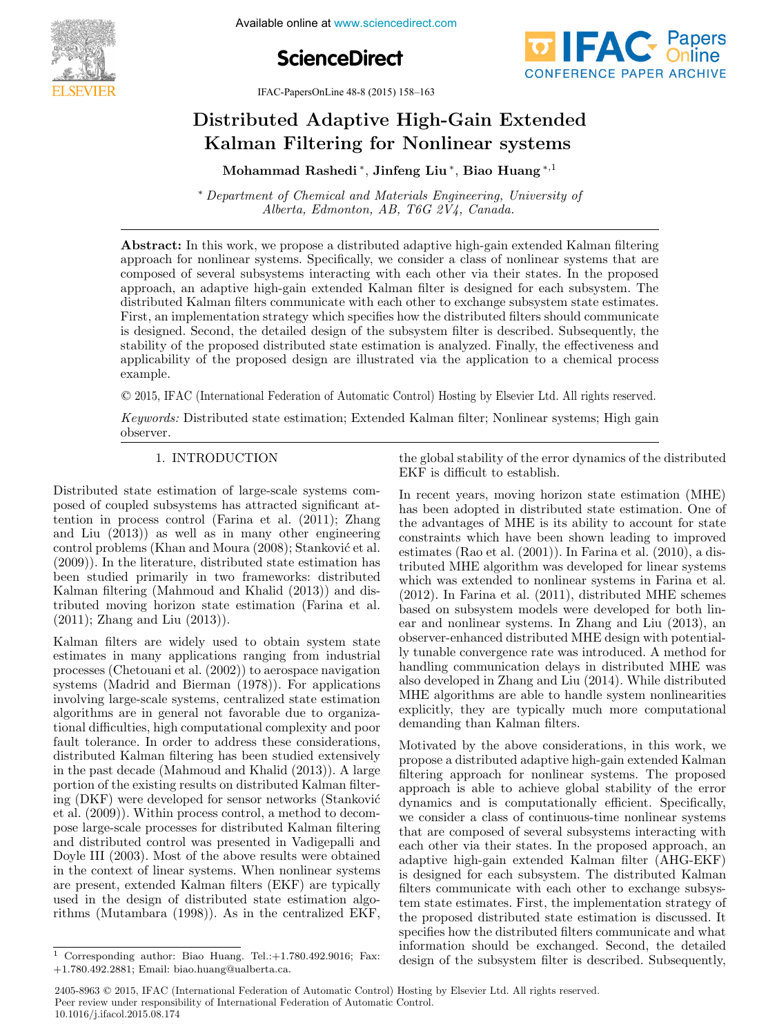# Distributed Adaptive High-Gain Extended Kalman Filtering for Nonlinear systems

**Mohammad Rashedi** [*], **Jinfeng Liu** [*], **Biao Huang** [*,1]

[*] *Department of Chemical and Materials Engineering, University of Alberta, Edmonton, AB, T6G 2V4, Canada.*

**Abstract:** In this work, we propose a distributed adaptive high-gain extended Kalman filtering approach for nonlinear systems. Specifically, we consider a class of nonlinear systems that are composed of several subsystems interacting with each other via their states. In the proposed approach, an adaptive high-gain extended Kalman filter is designed for each subsystem. The distributed Kalman filters communicate with each other to exchange subsystem state estimates. First, an implementation strategy which specifies how the distributed filters should communicate is designed. Second, the detailed design of the subsystem filter is described. Subsequently, the stability of the proposed distributed state estimation is analyzed. Finally, the effectiveness and applicability of the proposed design are illustrated via the application to a chemical process example.

© 2015, IFAC (International Federation of Automatic Control) Hosting by Elsevier Ltd. All rights reserved.

*Keywords:* Distributed state estimation; Extended Kalman filter; Nonlinear systems; High gain observer.

## 1. INTRODUCTION

Distributed state estimation of large-scale systems composed of coupled subsystems has attracted significant attention in process control (Farina et al. (2011); Zhang and Liu (2013)) as well as in many other engineering control problems (Khan and Moura (2008); Stanković et al. (2009)). In the literature, distributed state estimation has been studied primarily in two frameworks: distributed Kalman filtering (Mahmoud and Khalid (2013)) and distributed moving horizon state estimation (Farina et al. (2011); Zhang and Liu (2013)).

Kalman filters are widely used to obtain system state estimates in many applications ranging from industrial processes (Chetouani et al. (2002)) to aerospace navigation systems (Madrid and Bierman (1978)). For applications involving large-scale systems, centralized state estimation algorithms are in general not favorable due to organizational difficulties, high computational complexity and poor fault tolerance. In order to address these considerations, distributed Kalman filtering has been studied extensively in the past decade (Mahmoud and Khalid (2013)). A large portion of the existing results on distributed Kalman filtering (DKF) were developed for sensor networks (Stanković et al. (2009)). Within process control, a method to decompose large-scale processes for distributed Kalman filtering and distributed control was presented in Vadigepalli and Doyle III (2003). Most of the above results were obtained in the context of linear systems. When nonlinear systems are present, extended Kalman filters (EKF) are typically used in the design of distributed state estimation algorithms (Mutambara (1998)). As in the centralized EKF, the global stability of the error dynamics of the distributed EKF is difficult to establish.

In recent years, moving horizon state estimation (MHE) has been adopted in distributed state estimation. One of the advantages of MHE is its ability to account for state constraints which have been shown leading to improved estimates (Rao et al. (2001)). In Farina et al. (2010), a distributed MHE algorithm was developed for linear systems which was extended to nonlinear systems in Farina et al. (2012). In Farina et al. (2011), distributed MHE schemes based on subsystem models were developed for both linear and nonlinear systems. In Zhang and Liu (2013), an observer-enhanced distributed MHE design with potentially tunable convergence rate was introduced. A method for handling communication delays in distributed MHE was also developed in Zhang and Liu (2014). While distributed MHE algorithms are able to handle system nonlinearities explicitly, they are typically much more computational demanding than Kalman filters.

Motivated by the above considerations, in this work, we propose a distributed adaptive high-gain extended Kalman filtering approach for nonlinear systems. The proposed approach is able to achieve global stability of the error dynamics and is computationally efficient. Specifically, we consider a class of continuous-time nonlinear systems that are composed of several subsystems interacting with each other via their states. In the proposed approach, an adaptive high-gain extended Kalman filter (AHG-EKF) is designed for each subsystem. The distributed Kalman filters communicate with each other to exchange subsystem state estimates. First, the implementation strategy of the proposed distributed state estimation is discussed. It specifies how the distributed filters communicate and what information should be exchanged. Second, the detailed design of the subsystem filter is described. Subsequently,

[1] Corresponding author: Biao Huang. Tel.:+1.780.492.9016; Fax: +1.780.492.2881; Email: biao.huang@ualberta.ca.

2405-8963 © 2015, IFAC (International Federation of Automatic Control) Hosting by Elsevier Ltd. All rights reserved.
Peer review under responsibility of International Federation of Automatic Control.
10.1016/j.ifacol.2015.08.174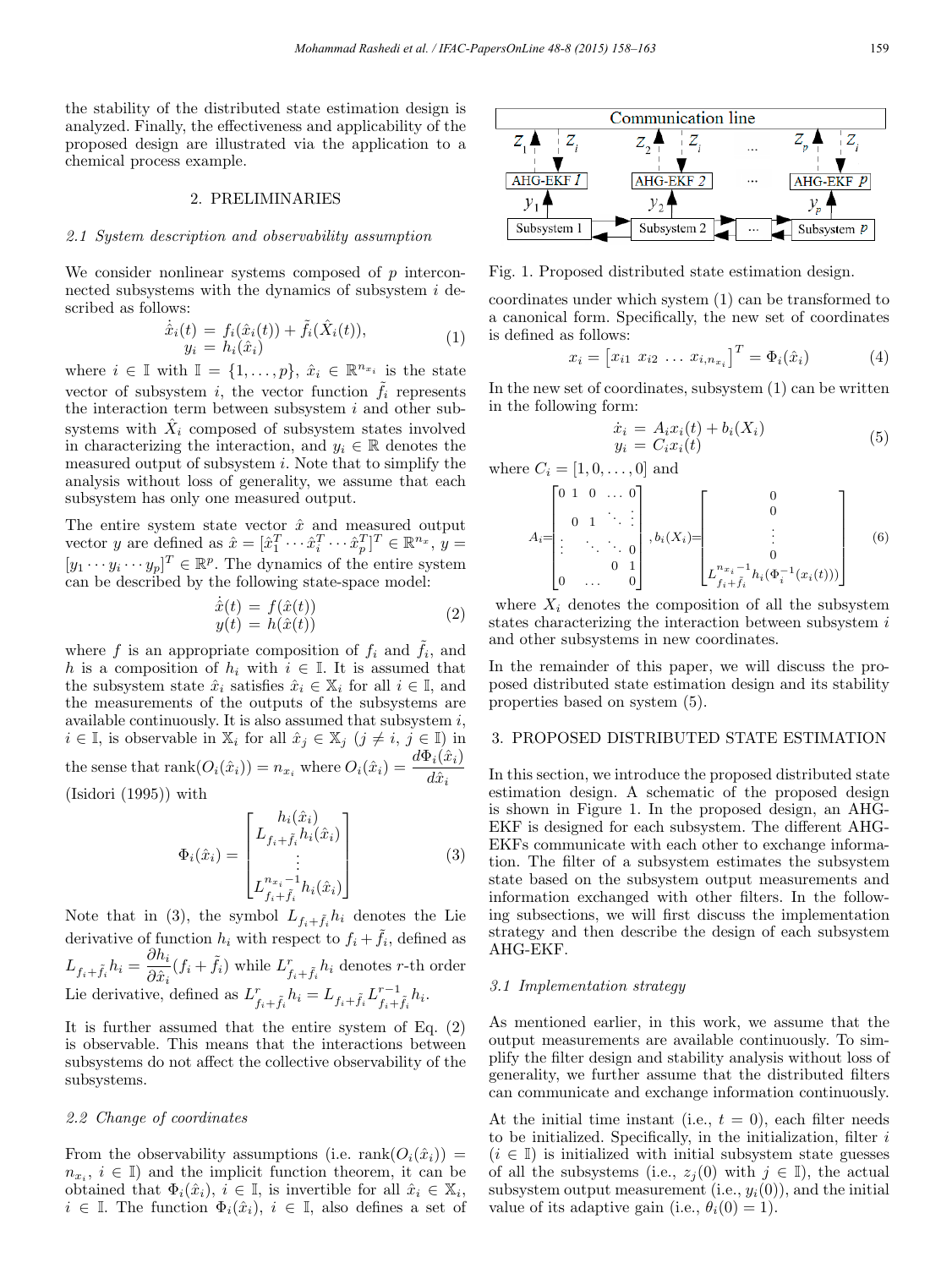the stability of the distributed state estimation design is analyzed. Finally, the effectiveness and applicability of the proposed design are illustrated via the application to a chemical process example.

## 2. PRELIMINARIES

### 2.1 System description and observability assumption

We consider nonlinear systems composed of $p$ interconnected subsystems with the dynamics of subsystem $i$ described as follows:

$$
\begin{aligned}
\dot{\hat{x}}_i(t) &= f_i(\hat{x}_i(t)) + \tilde{f}_i(\hat{X}_i(t)), \\
y_i &= h_i(\hat{x}_i)
\end{aligned} \tag{1}
$$

where $i \in \mathbb{I}$ with $\mathbb{I} = \{1, \dots, p\}$, $\hat{x}_i \in \mathbb{R}^{n_{x_i}}$ is the state vector of subsystem $i$, the vector function $\tilde{f}_i$ represents the interaction term between subsystem $i$ and other subsystems with $\hat{X}_i$ composed of subsystem states involved in characterizing the interaction, and $y_i \in \mathbb{R}$ denotes the measured output of subsystem $i$. Note that to simplify the analysis without loss of generality, we assume that each subsystem has only one measured output.

The entire system state vector $\hat{x}$ and measured output vector $y$ are defined as $\hat{x} = [\hat{x}_1^T \cdots \hat{x}_i^T \cdots \hat{x}_p^T]^T \in \mathbb{R}^{n_x}$, $y = [y_1 \cdots y_i \cdots y_p]^T \in \mathbb{R}^p$. The dynamics of the entire system can be described by the following state-space model:

$$
\begin{aligned}
\dot{\hat{x}}(t) &= f(\hat{x}(t)) \\
y(t) &= h(\hat{x}(t))
\end{aligned} \tag{2}
$$

where $f$ is an appropriate composition of $f_i$ and $\tilde{f}_i$, and $h$ is a composition of $h_i$ with $i \in \mathbb{I}$. It is assumed that the subsystem state $\hat{x}_i$ satisfies $\hat{x}_i \in \mathbb{X}_i$ for all $i \in \mathbb{I}$, and the measurements of the outputs of the subsystems are available continuously. It is also assumed that subsystem $i$, $i \in \mathbb{I}$, is observable in $\mathbb{X}_i$ for all $\hat{x}_j \in \mathbb{X}_j$ ($j \neq i$, $j \in \mathbb{I}$) in the sense that $\text{rank}(O_i(\hat{x}_i)) = n_{x_i}$ where $O_i(\hat{x}_i) = \dfrac{d\Phi_i(\hat{x}_i)}{d\hat{x}_i}$ (Isidori (1995)) with

$$
\Phi_i(\hat{x}_i) = \begin{bmatrix} h_i(\hat{x}_i) \\ L_{f_i+\tilde{f}_i} h_i(\hat{x}_i) \\ \vdots \\ L_{f_i+\tilde{f}_i}^{n_{x_i}-1} h_i(\hat{x}_i) \end{bmatrix} \tag{3}
$$

Note that in (3), the symbol $L_{f_i+\tilde{f}_i} h_i$ denotes the Lie derivative of function $h_i$ with respect to $f_i + \tilde{f}_i$, defined as $L_{f_i+\tilde{f}_i} h_i = \dfrac{\partial h_i}{\partial \hat{x}_i}(f_i + \tilde{f}_i)$ while $L_{f_i+\tilde{f}_i}^r h_i$ denotes $r$-th order Lie derivative, defined as $L_{f_i+\tilde{f}_i}^r h_i = L_{f_i+\tilde{f}_i} L_{f_i+\tilde{f}_i}^{r-1} h_i$.

It is further assumed that the entire system of Eq. (2) is observable. This means that the interactions between subsystems do not affect the collective observability of the subsystems.

### 2.2 Change of coordinates

From the observability assumptions (i.e. $\text{rank}(O_i(\hat{x}_i)) = n_{x_i}$, $i \in \mathbb{I}$) and the implicit function theorem, it can be obtained that $\Phi_i(\hat{x}_i)$, $i \in \mathbb{I}$, is invertible for all $\hat{x}_i \in \mathbb{X}_i$, $i \in \mathbb{I}$. The function $\Phi_i(\hat{x}_i)$, $i \in \mathbb{I}$, also defines a set of coordinates under which system (1) can be transformed to a canonical form. Specifically, the new set of coordinates is defined as follows:

$$
x_i = \begin{bmatrix} x_{i1} \ x_{i2} \ \dots \ x_{i,n_{x_i}} \end{bmatrix}^T = \Phi_i(\hat{x}_i) \tag{4}
$$

In the new set of coordinates, subsystem (1) can be written in the following form:

$$
\begin{aligned}
\dot{x}_i &= A_i x_i(t) + b_i(X_i) \\
y_i &= C_i x_i(t)
\end{aligned} \tag{5}
$$

where $C_i = [1, 0, \dots, 0]$ and

$$
A_i = \begin{bmatrix} 0 & 1 & 0 & \dots & 0 \\ & & & \ddots & \vdots \\ & 0 & 1 & \ddots & \vdots \\ \vdots & & \ddots & \ddots & 0 \\ & & & 0 & 1 \\ 0 & & \dots & & 0 \end{bmatrix}, \; b_i(X_i) = \begin{bmatrix} 0 \\ 0 \\ \vdots \\ 0 \\ L_{f_i+\tilde{f}_i}^{n_{x_i}-1} h_i(\Phi_i^{-1}(x_i(t))) \end{bmatrix} \tag{6}
$$

where $X_i$ denotes the composition of all the subsystem states characterizing the interaction between subsystem $i$ and other subsystems in new coordinates.

In the remainder of this paper, we will discuss the proposed distributed state estimation design and its stability properties based on system (5).

## 3. PROPOSED DISTRIBUTED STATE ESTIMATION

In this section, we introduce the proposed distributed state estimation design. A schematic of the proposed design is shown in Figure 1. In the proposed design, an AHG-EKF is designed for each subsystem. The different AHG-EKFs communicate with each other to exchange information. The filter of a subsystem estimates the subsystem state based on the subsystem output measurements and information exchanged with other filters. In the following subsections, we will first discuss the implementation strategy and then describe the design of each subsystem AHG-EKF.

Fig. 1. Proposed distributed state estimation design.

### 3.1 Implementation strategy

As mentioned earlier, in this work, we assume that the output measurements are available continuously. To simplify the filter design and stability analysis without loss of generality, we further assume that the distributed filters can communicate and exchange information continuously.

At the initial time instant (i.e., $t = 0$), each filter needs to be initialized. Specifically, in the initialization, filter $i$ ($i \in \mathbb{I}$) is initialized with initial subsystem state guesses of all the subsystems (i.e., $z_j(0)$ with $j \in \mathbb{I}$), the actual subsystem output measurement (i.e., $y_i(0)$), and the initial value of its adaptive gain (i.e., $\theta_i(0) = 1$).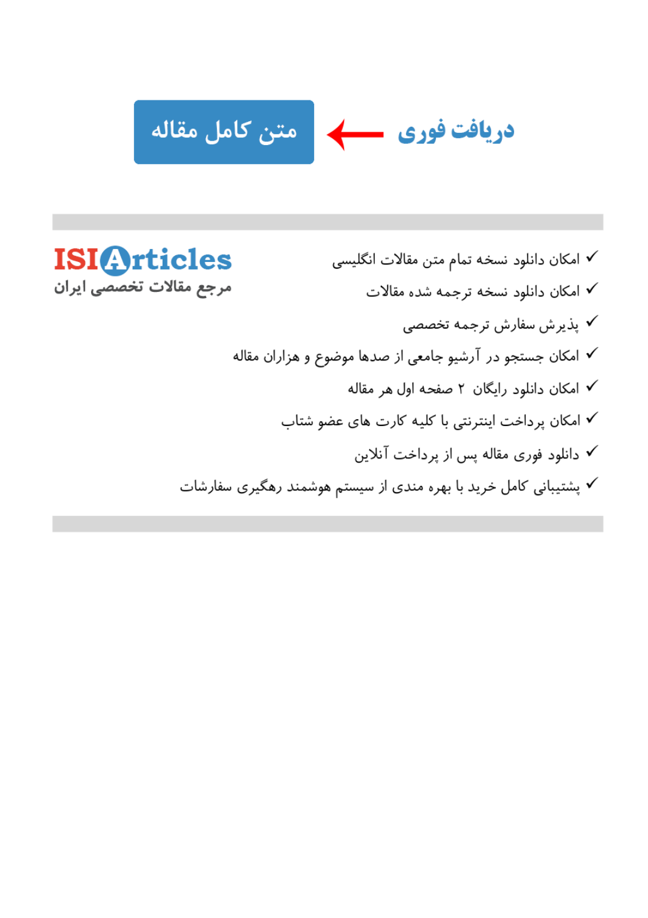دریافت فوری ← متن کامل مقاله

**ISIArticles**
مرجع مقالات تخصصی ایران

- ✓ امکان دانلود نسخه تمام متن مقالات انگلیسی
- ✓ امکان دانلود نسخه ترجمه شده مقالات
- ✓ پذیرش سفارش ترجمه تخصصی
- ✓ امکان جستجو در آرشیو جامعی از صدها موضوع و هزاران مقاله
- ✓ امکان دانلود رایگان ۲ صفحه اول هر مقاله
- ✓ امکان پرداخت اینترنتی با کلیه کارت های عضو شتاب
- ✓ دانلود فوری مقاله پس از پرداخت آنلاین
- ✓ پشتیبانی کامل خرید با بهره مندی از سیستم هوشمند رهگیری سفارشات